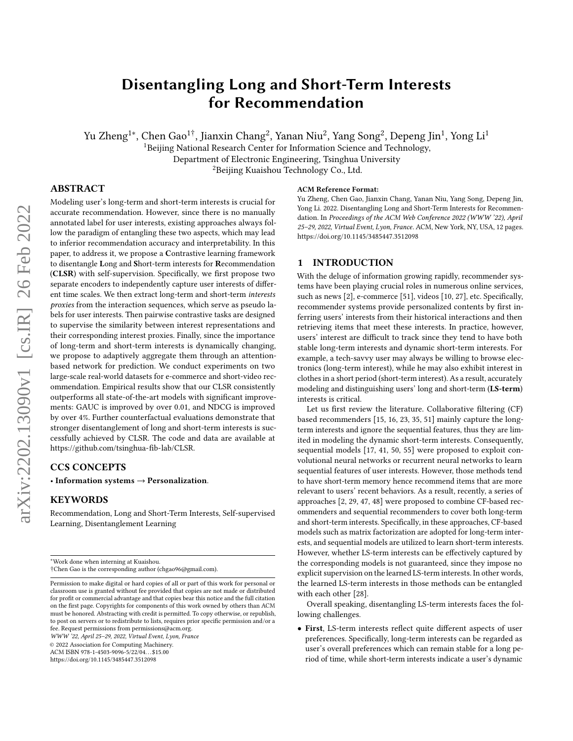# Disentangling Long and Short-Term Interests for Recommendation

Yu Zheng[1*], Chen Gao[1†], Jianxin Chang[2], Yanan Niu[2], Yang Song[2], Depeng Jin[1], Yong Li[1]

[1]Beijing National Research Center for Information Science and Technology,
Department of Electronic Engineering, Tsinghua University

[2]Beijing Kuaishou Technology Co., Ltd.

## ABSTRACT

Modeling user's long-term and short-term interests is crucial for accurate recommendation. However, since there is no manually annotated label for user interests, existing approaches always follow the paradigm of entangling these two aspects, which may lead to inferior recommendation accuracy and interpretability. In this paper, to address it, we propose a **C**ontrastive learning framework to disentangle **L**ong and **S**hort-term interests for **R**ecommendation (**CLSR**) with self-supervision. Specifically, we first propose two separate encoders to independently capture user interests of different time scales. We then extract long-term and short-term *interests proxies* from the interaction sequences, which serve as pseudo labels for user interests. Then pairwise contrastive tasks are designed to supervise the similarity between interest representations and their corresponding interest proxies. Finally, since the importance of long-term and short-term interests is dynamically changing, we propose to adaptively aggregate them through an attention-based network for prediction. We conduct experiments on two large-scale real-world datasets for e-commerce and short-video recommendation. Empirical results show that our CLSR consistently outperforms all state-of-the-art models with significant improvements: GAUC is improved by over 0.01, and NDCG is improved by over 4%. Further counterfactual evaluations demonstrate that stronger disentanglement of long and short-term interests is successfully achieved by CLSR. The code and data are available at https://github.com/tsinghua-fib-lab/CLSR.

## CCS CONCEPTS

• **Information systems → Personalization**.

## KEYWORDS

Recommendation, Long and Short-Term Interests, Self-supervised Learning, Disentanglement Learning

*Work done when interning at Kuaishou.
†Chen Gao is the corresponding author (chgao96@gmail.com).

Permission to make digital or hard copies of all or part of this work for personal or classroom use is granted without fee provided that copies are not made or distributed for profit or commercial advantage and that copies bear this notice and the full citation on the first page. Copyrights for components of this work owned by others than ACM must be honored. Abstracting with credit is permitted. To copy otherwise, or republish, to post on servers or to redistribute to lists, requires prior specific permission and/or a fee. Request permissions from permissions@acm.org.

*WWW '22, April 25–29, 2022, Virtual Event, Lyon, France*
© 2022 Association for Computing Machinery.
ACM ISBN 978-1-4503-9096-5/22/04…$15.00
https://doi.org/10.1145/3485447.3512098

**ACM Reference Format:**
Yu Zheng, Chen Gao, Jianxin Chang, Yanan Niu, Yang Song, Depeng Jin, Yong Li. 2022. Disentangling Long and Short-Term Interests for Recommendation. In *Proceedings of the ACM Web Conference 2022 (WWW '22), April 25–29, 2022, Virtual Event, Lyon, France.* ACM, New York, NY, USA, 12 pages. https://doi.org/10.1145/3485447.3512098

## 1 INTRODUCTION

With the deluge of information growing rapidly, recommender systems have been playing crucial roles in numerous online services, such as news [2], e-commerce [51], videos [10, 27], etc. Specifically, recommender systems provide personalized contents by first inferring users' interests from their historical interactions and then retrieving items that meet these interests. In practice, however, users' interest are difficult to track since they tend to have both stable long-term interests and dynamic short-term interests. For example, a tech-savvy user may always be willing to browse electronics (long-term interest), while he may also exhibit interest in clothes in a short period (short-term interest). As a result, accurately modeling and distinguishing users' long and short-term (**LS-term**) interests is critical.

Let us first review the literature. Collaborative filtering (CF) based recommenders [15, 16, 23, 35, 51] mainly capture the long-term interests and ignore the sequential features, thus they are limited in modeling the dynamic short-term interests. Consequently, sequential models [17, 41, 50, 55] were proposed to exploit convolutional neural networks or recurrent neural networks to learn sequential features of user interests. However, those methods tend to have short-term memory hence recommend items that are more relevant to users' recent behaviors. As a result, recently, a series of approaches [2, 29, 47, 48] were proposed to combine CF-based recommenders and sequential recommenders to cover both long-term and short-term interests. Specifically, in these approaches, CF-based models such as matrix factorization are adopted for long-term interests, and sequential models are utilized to learn short-term interests. However, whether LS-term interests can be effectively captured by the corresponding models is not guaranteed, since they impose no explicit supervision on the learned LS-term interests. In other words, the learned LS-term interests in those methods can be entangled with each other [28].

Overall speaking, disentangling LS-term interests faces the following challenges.

- **First**, LS-term interests reflect quite different aspects of user preferences. Specifically, long-term interests can be regarded as user's overall preferences which can remain stable for a long period of time, while short-term interests indicate a user's dynamic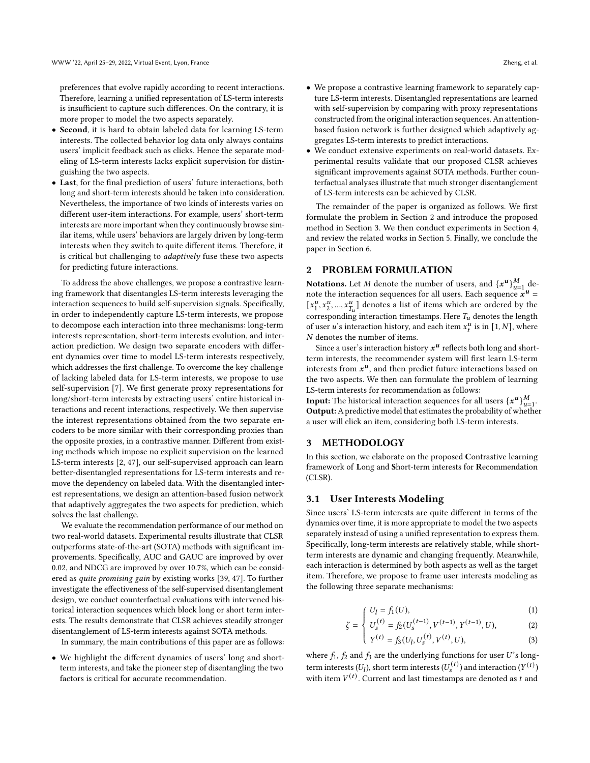preferences that evolve rapidly according to recent interactions. Therefore, learning a unified representation of LS-term interests is insufficient to capture such differences. On the contrary, it is more proper to model the two aspects separately.

- **Second**, it is hard to obtain labeled data for learning LS-term interests. The collected behavior log data only always contains users' implicit feedback such as clicks. Hence the separate modeling of LS-term interests lacks explicit supervision for distinguishing the two aspects.
- **Last**, for the final prediction of users' future interactions, both long and short-term interests should be taken into consideration. Nevertheless, the importance of two kinds of interests varies on different user-item interactions. For example, users' short-term interests are more important when they continuously browse similar items, while users' behaviors are largely driven by long-term interests when they switch to quite different items. Therefore, it is critical but challenging to *adaptively* fuse these two aspects for predicting future interactions.

To address the above challenges, we propose a contrastive learning framework that disentangles LS-term interests leveraging the interaction sequences to build self-supervision signals. Specifically, in order to independently capture LS-term interests, we propose to decompose each interaction into three mechanisms: long-term interests representation, short-term interests evolution, and interaction prediction. We design two separate encoders with different dynamics over time to model LS-term interests respectively, which addresses the first challenge. To overcome the key challenge of lacking labeled data for LS-term interests, we propose to use self-supervision [7]. We first generate proxy representations for long/short-term interests by extracting users' entire historical interactions and recent interactions, respectively. We then supervise the interest representations obtained from the two separate encoders to be more similar with their corresponding proxies than the opposite proxies, in a contrastive manner. Different from existing methods which impose no explicit supervision on the learned LS-term interests [2, 47], our self-supervised approach can learn better-disentangled representations for LS-term interests and remove the dependency on labeled data. With the disentangled interest representations, we design an attention-based fusion network that adaptively aggregates the two aspects for prediction, which solves the last challenge.

We evaluate the recommendation performance of our method on two real-world datasets. Experimental results illustrate that CLSR outperforms state-of-the-art (SOTA) methods with significant improvements. Specifically, AUC and GAUC are improved by over 0.02, and NDCG are improved by over 10.7%, which can be considered as *quite promising gain* by existing works [39, 47]. To further investigate the effectiveness of the self-supervised disentanglement design, we conduct counterfactual evaluations with intervened historical interaction sequences which block long or short term interests. The results demonstrate that CLSR achieves steadily stronger disentanglement of LS-term interests against SOTA methods.

In summary, the main contributions of this paper are as follows:

- We highlight the different dynamics of users' long and short-term interests, and take the pioneer step of disentangling the two factors is critical for accurate recommendation.
- We propose a contrastive learning framework to separately capture LS-term interests. Disentangled representations are learned with self-supervision by comparing with proxy representations constructed from the original interaction sequences. An attention-based fusion network is further designed which adaptively aggregates LS-term interests to predict interactions.
- We conduct extensive experiments on real-world datasets. Experimental results validate that our proposed CLSR achieves significant improvements against SOTA methods. Further counterfactual analyses illustrate that much stronger disentanglement of LS-term interests can be achieved by CLSR.

The remainder of the paper is organized as follows. We first formulate the problem in Section 2 and introduce the proposed method in Section 3. We then conduct experiments in Section 4, and review the related works in Section 5. Finally, we conclude the paper in Section 6.

## 2 PROBLEM FORMULATION

**Notations.** Let $M$ denote the number of users, and $\{\boldsymbol{x^u}\}_{u=1}^{M}$ denote the interaction sequences for all users. Each sequence $\boldsymbol{x^u} = [x_1^u, x_2^u, ..., x_{T_u}^u]$ denotes a list of items which are ordered by the corresponding interaction timestamps. Here $T_u$ denotes the length of user $u$'s interaction history, and each item $x_t^u$ is in $[1, N]$, where $N$ denotes the number of items.

Since a user's interaction history $\boldsymbol{x^u}$ reflects both long and short-term interests, the recommender system will first learn LS-term interests from $\boldsymbol{x^u}$, and then predict future interactions based on the two aspects. We then can formulate the problem of learning LS-term interests for recommendation as follows:

**Input:** The historical interaction sequences for all users $\{\boldsymbol{x^u}\}_{u=1}^{M}$.
**Output:** A predictive model that estimates the probability of whether a user will click an item, considering both LS-term interests.

## 3 METHODOLOGY

In this section, we elaborate on the proposed **C**ontrastive learning framework of **L**ong and **S**hort-term interests for **R**ecommendation (CLSR).

### 3.1 User Interests Modeling

Since users' LS-term interests are quite different in terms of the dynamics over time, it is more appropriate to model the two aspects separately instead of using a unified representation to express them. Specifically, long-term interests are relatively stable, while short-term interests are dynamic and changing frequently. Meanwhile, each interaction is determined by both aspects as well as the target item. Therefore, we propose to frame user interests modeling as the following three separate mechanisms:

$$
\zeta = \begin{cases} U_l = f_1(U), & (1) \\ U_s^{(t)} = f_2(U_s^{(t-1)}, V^{(t-1)}, Y^{(t-1)}, U), & (2) \\ Y^{(t)} = f_3(U_l, U_s^{(t)}, V^{(t)}, U), & (3) \end{cases}
$$

where $f_1$, $f_2$ and $f_3$ are the underlying functions for user $U$'s long-term interests ($U_l$), short term interests ($U_s^{(t)}$) and interaction ($Y^{(t)}$) with item $V^{(t)}$. Current and last timestamps are denoted as $t$ and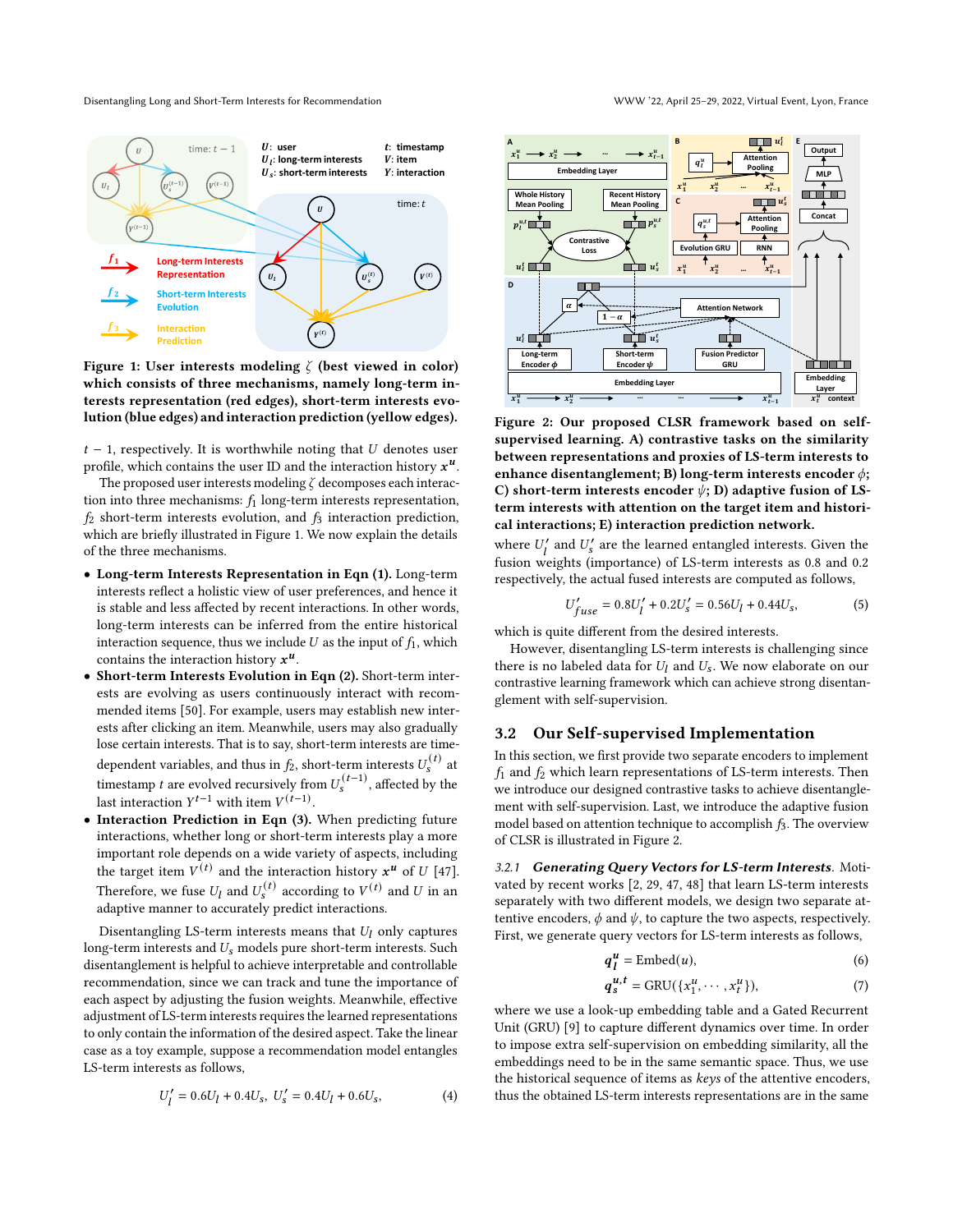Figure 1: User interests modeling $\zeta$ (best viewed in color) which consists of three mechanisms, namely long-term interests representation (red edges), short-term interests evolution (blue edges) and interaction prediction (yellow edges).

$t-1$, respectively. It is worthwhile noting that $U$ denotes user profile, which contains the user ID and the interaction history $\boldsymbol{x^u}$.

The proposed user interests modeling $\zeta$ decomposes each interaction into three mechanisms: $f_1$ long-term interests representation, $f_2$ short-term interests evolution, and $f_3$ interaction prediction, which are briefly illustrated in Figure 1. We now explain the details of the three mechanisms.

- **Long-term Interests Representation in Eqn (1).** Long-term interests reflect a holistic view of user preferences, and hence it is stable and less affected by recent interactions. In other words, long-term interests can be inferred from the entire historical interaction sequence, thus we include $U$ as the input of $f_1$, which contains the interaction history $\boldsymbol{x^u}$.
- **Short-term Interests Evolution in Eqn (2).** Short-term interests are evolving as users continuously interact with recommended items [50]. For example, users may establish new interests after clicking an item. Meanwhile, users may also gradually lose certain interests. That is to say, short-term interests are time-dependent variables, and thus in $f_2$, short-term interests $U_s^{(t)}$ at timestamp $t$ are evolved recursively from $U_s^{(t-1)}$, affected by the last interaction $Y^{t-1}$ with item $V^{(t-1)}$.
- **Interaction Prediction in Eqn (3).** When predicting future interactions, whether long or short-term interests play a more important role depends on a wide variety of aspects, including the target item $V^{(t)}$ and the interaction history $\boldsymbol{x^u}$ of $U$ [47]. Therefore, we fuse $U_l$ and $U_s^{(t)}$ according to $V^{(t)}$ and $U$ in an adaptive manner to accurately predict interactions.

Disentangling LS-term interests means that $U_l$ only captures long-term interests and $U_s$ models pure short-term interests. Such disentanglement is helpful to achieve interpretable and controllable recommendation, since we can track and tune the importance of each aspect by adjusting the fusion weights. Meanwhile, effective adjustment of LS-term interests requires the learned representations to only contain the information of the desired aspect. Take the linear case as a toy example, suppose a recommendation model entangles LS-term interests as follows,

$$U_l' = 0.6U_l + 0.4U_s,\ U_s' = 0.4U_l + 0.6U_s, \tag{4}$$

Figure 2: Our proposed CLSR framework based on self-supervised learning. A) contrastive tasks on the similarity between representations and proxies of LS-term interests to enhance disentanglement; B) long-term interests encoder $\phi$; C) short-term interests encoder $\psi$; D) adaptive fusion of LS-term interests with attention on the target item and historical interactions; E) interaction prediction network.

where $U_l'$ and $U_s'$ are the learned entangled interests. Given the fusion weights (importance) of LS-term interests as 0.8 and 0.2 respectively, the actual fused interests are computed as follows,

$$U_{fuse}' = 0.8U_l' + 0.2U_s' = 0.56U_l + 0.44U_s, \tag{5}$$

which is quite different from the desired interests.

However, disentangling LS-term interests is challenging since there is no labeled data for $U_l$ and $U_s$. We now elaborate on our contrastive learning framework which can achieve strong disentanglement with self-supervision.

## 3.2 Our Self-supervised Implementation

In this section, we first provide two separate encoders to implement $f_1$ and $f_2$ which learn representations of LS-term interests. Then we introduce our designed contrastive tasks to achieve disentanglement with self-supervision. Last, we introduce the adaptive fusion model based on attention technique to accomplish $f_3$. The overview of CLSR is illustrated in Figure 2.

*3.2.1* ***Generating Query Vectors for LS-term Interests.*** Motivated by recent works [2, 29, 47, 48] that learn LS-term interests separately with two different models, we design two separate attentive encoders, $\phi$ and $\psi$, to capture the two aspects, respectively. First, we generate query vectors for LS-term interests as follows,

$$\boldsymbol{q_l^u} = \text{Embed}(u), \tag{6}$$

$$\boldsymbol{q_s^{u,t}} = \text{GRU}(\{x_1^u, \cdots, x_t^u\}), \tag{7}$$

where we use a look-up embedding table and a Gated Recurrent Unit (GRU) [9] to capture different dynamics over time. In order to impose extra self-supervision on embedding similarity, all the embeddings need to be in the same semantic space. Thus, we use the historical sequence of items as *keys* of the attentive encoders, thus the obtained LS-term interests representations are in the same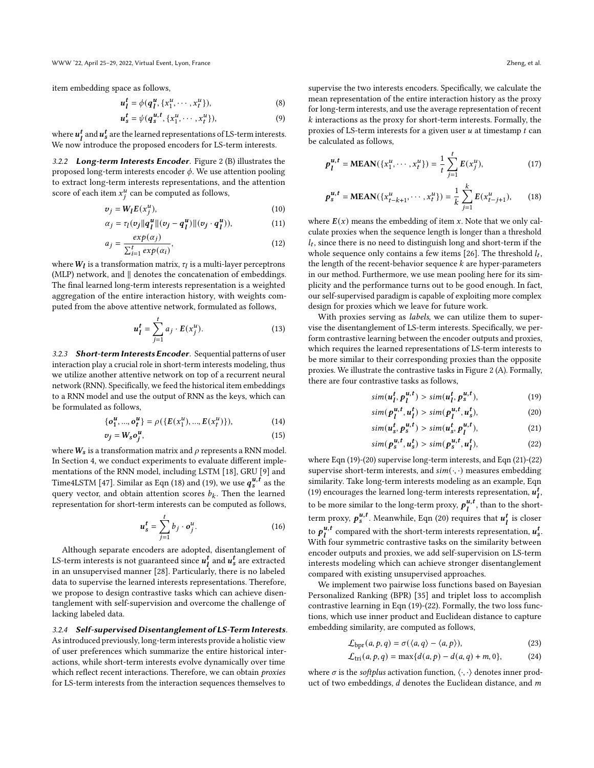item embedding space as follows,

$$\boldsymbol{u}_l^t = \phi(\boldsymbol{q}_l^u, \{x_1^u, \cdots, x_t^u\}), \tag{8}$$

$$\boldsymbol{u}_s^t = \psi(\boldsymbol{q}_s^{u,t}, \{x_1^u, \cdots, x_t^u\}), \tag{9}$$

where $\boldsymbol{u}_l^t$ and $\boldsymbol{u}_s^t$ are the learned representations of LS-term interests. We now introduce the proposed encoders for LS-term interests.

#### 3.2.2 *Long-term Interests Encoder*.

Figure 2 (B) illustrates the proposed long-term interests encoder $\phi$. We use attention pooling to extract long-term interests representations, and the attention score of each item $x_j^u$ can be computed as follows,

$$\boldsymbol{v}_j = \boldsymbol{W}_l \boldsymbol{E}(x_j^u), \tag{10}$$

$$\alpha_j = \tau_l(\boldsymbol{v}_j \| \boldsymbol{q}_l^u \| (\boldsymbol{v}_j - \boldsymbol{q}_l^u) \| (\boldsymbol{v}_j \cdot \boldsymbol{q}_l^u)), \tag{11}$$

$$a_j = \frac{exp(\alpha_j)}{\sum_{i=1}^t exp(\alpha_i)}, \tag{12}$$

where $\boldsymbol{W}_l$ is a transformation matrix, $\tau_l$ is a multi-layer perceptrons (MLP) network, and $\|$ denotes the concatenation of embeddings. The final learned long-term interests representation is a weighted aggregation of the entire interaction history, with weights computed from the above attentive network, formulated as follows,

$$\boldsymbol{u}_l^t = \sum_{j=1}^t a_j \cdot \boldsymbol{E}(x_j^u). \tag{13}$$

#### 3.2.3 *Short-term Interests Encoder*.

Sequential patterns of user interaction play a crucial role in short-term interests modeling, thus we utilize another attentive network on top of a recurrent neural network (RNN). Specifically, we feed the historical item embeddings to a RNN model and use the output of RNN as the keys, which can be formulated as follows,

$$\{\boldsymbol{o}_1^u, ..., \boldsymbol{o}_t^u\} = \rho(\{\boldsymbol{E}(x_1^u), ..., \boldsymbol{E}(x_t^u)\}), \tag{14}$$

$$\boldsymbol{v}_j = \boldsymbol{W}_s \boldsymbol{o}_j^u, \tag{15}$$

where $\boldsymbol{W}_s$ is a transformation matrix and $\rho$ represents a RNN model. In Section 4, we conduct experiments to evaluate different implementations of the RNN model, including LSTM [18], GRU [9] and Time4LSTM [47]. Similar as Eqn (18) and (19), we use $\boldsymbol{q}_s^{u,t}$ as the query vector, and obtain attention scores $b_k$. Then the learned representation for short-term interests can be computed as follows,

$$\boldsymbol{u}_s^t = \sum_{j=1}^t b_j \cdot \boldsymbol{o}_j^u. \tag{16}$$

Although separate encoders are adopted, disentanglement of LS-term interests is not guaranteed since $\boldsymbol{u}_l^t$ and $\boldsymbol{u}_s^t$ are extracted in an unsupervised manner [28]. Particularly, there is no labeled data to supervise the learned interests representations. Therefore, we propose to design contrastive tasks which can achieve disentanglement with self-supervision and overcome the challenge of lacking labeled data.

#### 3.2.4 *Self-supervised Disentanglement of LS-Term Interests*.

As introduced previously, long-term interests provide a holistic view of user preferences which summarize the entire historical interactions, while short-term interests evolve dynamically over time which reflect recent interactions. Therefore, we can obtain *proxies* for LS-term interests from the interaction sequences themselves to supervise the two interests encoders. Specifically, we calculate the mean representation of the entire interaction history as the proxy for long-term interests, and use the average representation of recent $k$ interactions as the proxy for short-term interests. Formally, the proxies of LS-term interests for a given user $u$ at timestamp $t$ can be calculated as follows,

$$\boldsymbol{p}_l^{u,t} = \mathbf{MEAN}(\{x_1^u, \cdots, x_t^u\}) = \frac{1}{t}\sum_{j=1}^t \boldsymbol{E}(x_j^u), \tag{17}$$

$$\boldsymbol{p}_s^{u,t} = \mathbf{MEAN}(\{x_{t-k+1}^u, \cdots, x_t^u\}) = \frac{1}{k}\sum_{j=1}^k \boldsymbol{E}(x_{t-j+1}^u), \tag{18}$$

where $\boldsymbol{E}(x)$ means the embedding of item $x$. Note that we only calculate proxies when the sequence length is longer than a threshold $l_t$, since there is no need to distinguish long and short-term if the whole sequence only contains a few items [26]. The threshold $l_t$, the length of the recent-behavior sequence $k$ are hyper-parameters in our method. Furthermore, we use mean pooling here for its simplicity and the performance turns out to be good enough. In fact, our self-supervised paradigm is capable of exploiting more complex design for proxies which we leave for future work.

With proxies serving as *labels*, we can utilize them to supervise the disentanglement of LS-term interests. Specifically, we perform contrastive learning between the encoder outputs and proxies, which requires the learned representations of LS-term interests to be more similar to their corresponding proxies than the opposite proxies. We illustrate the contrastive tasks in Figure 2 (A). Formally, there are four contrastive tasks as follows,

$$sim(\boldsymbol{u}_l^t, \boldsymbol{p}_l^{u,t}) > sim(\boldsymbol{u}_l^t, \boldsymbol{p}_s^{u,t}), \tag{19}$$

$$sim(\boldsymbol{p}_l^{u,t}, \boldsymbol{u}_l^t) > sim(\boldsymbol{p}_l^{u,t}, \boldsymbol{u}_s^t), \tag{20}$$

$$sim(\boldsymbol{u}_s^t, \boldsymbol{p}_s^{u,t}) > sim(\boldsymbol{u}_s^t, \boldsymbol{p}_l^{u,t}), \tag{21}$$

$$sim(\boldsymbol{p}_s^{u,t}, \boldsymbol{u}_s^t) > sim(\boldsymbol{p}_s^{u,t}, \boldsymbol{u}_l^t), \tag{22}$$

where Eqn (19)-(20) supervise long-term interests, and Eqn (21)-(22) supervise short-term interests, and $sim(\cdot,\cdot)$ measures embedding similarity. Take long-term interests modeling as an example, Eqn (19) encourages the learned long-term interests representation, $\boldsymbol{u}_l^t$, to be more similar to the long-term proxy, $\boldsymbol{p}_l^{u,t}$, than to the short-term proxy, $\boldsymbol{p}_s^{u,t}$. Meanwhile, Eqn (20) requires that $\boldsymbol{u}_l^t$ is closer to $\boldsymbol{p}_l^{u,t}$ compared with the short-term interests representation, $\boldsymbol{u}_s^t$. With four symmetric contrastive tasks on the similarity between encoder outputs and proxies, we add self-supervision on LS-term interests modeling which can achieve stronger disentanglement compared with existing unsupervised approaches.

We implement two pairwise loss functions based on Bayesian Personalized Ranking (BPR) [35] and triplet loss to accomplish contrastive learning in Eqn (19)-(22). Formally, the two loss functions, which use inner product and Euclidean distance to capture embedding similarity, are computed as follows,

$$\mathcal{L}_{\text{bpr}}(a, p, q) = \sigma(\langle a, q\rangle - \langle a, p\rangle), \tag{23}$$

$$\mathcal{L}_{\text{tri}}(a, p, q) = \max\{d(a, p) - d(a, q) + m, 0\}, \tag{24}$$

where $\sigma$ is the *softplus* activation function, $\langle\cdot,\cdot\rangle$ denotes inner product of two embeddings, $d$ denotes the Euclidean distance, and $m$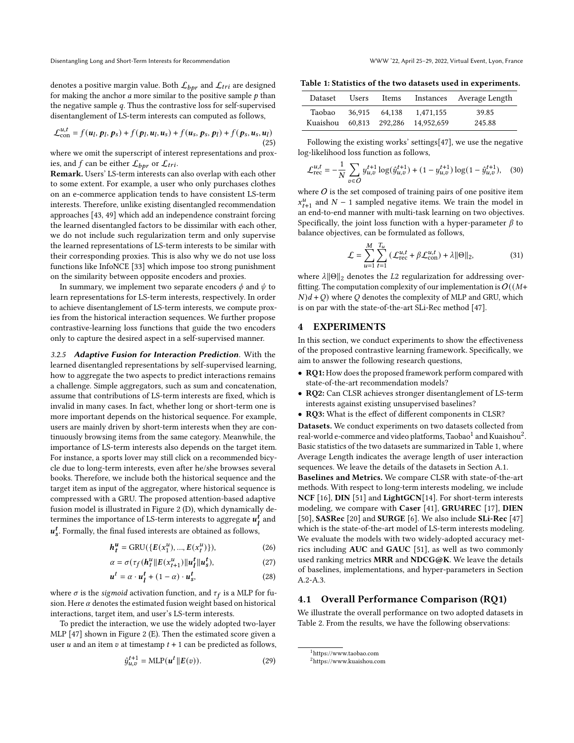denotes a positive margin value. Both $\mathcal{L}_{bpr}$ and $\mathcal{L}_{tri}$ are designed for making the anchor $a$ more similar to the positive sample $p$ than the negative sample $q$. Thus the contrastive loss for self-supervised disentanglement of LS-term interests can computed as follows,

$$\mathcal{L}_{\text{con}}^{u,t} = f(\boldsymbol{u}_l, \boldsymbol{p}_l, \boldsymbol{p}_s) + f(\boldsymbol{p}_l, \boldsymbol{u}_l, \boldsymbol{u}_s) + f(\boldsymbol{u}_s, \boldsymbol{p}_s, \boldsymbol{p}_l) + f(\boldsymbol{p}_s, \boldsymbol{u}_s, \boldsymbol{u}_l) \tag{25}$$

where we omit the superscript of interest representations and proxies, and $f$ can be either $\mathcal{L}_{bpr}$ or $\mathcal{L}_{tri}$.

**Remark.** Users' LS-term interests can also overlap with each other to some extent. For example, a user who only purchases clothes on an e-commerce application tends to have consistent LS-term interests. Therefore, unlike existing disentangled recommendation approaches [43, 49] which add an independence constraint forcing the learned disentangled factors to be dissimilar with each other, we do not include such regularization term and only supervise the learned representations of LS-term interests to be similar with their corresponding proxies. This is also why we do not use loss functions like InfoNCE [33] which impose too strong punishment on the similarity between opposite encoders and proxies.

In summary, we implement two separate encoders $\phi$ and $\psi$ to learn representations for LS-term interests, respectively. In order to achieve disentanglement of LS-term interests, we compute proxies from the historical interaction sequences. We further propose contrastive-learning loss functions that guide the two encoders only to capture the desired aspect in a self-supervised manner.

#### 3.2.5 *Adaptive Fusion for Interaction Prediction*.

With the learned disentangled representations by self-supervised learning, how to aggregate the two aspects to predict interactions remains a challenge. Simple aggregators, such as sum and concatenation, assume that contributions of LS-term interests are fixed, which is invalid in many cases. In fact, whether long or short-term one is more important depends on the historical sequence. For example, users are mainly driven by short-term interests when they are continuously browsing items from the same category. Meanwhile, the importance of LS-term interests also depends on the target item. For instance, a sports lover may still click on a recommended bicycle due to long-term interests, even after he/she browses several books. Therefore, we include both the historical sequence and the target item as input of the aggregator, where historical sequence is compressed with a GRU. The proposed attention-based adaptive fusion model is illustrated in Figure 2 (D), which dynamically determines the importance of LS-term interests to aggregate $\boldsymbol{u}_l^t$ and $\boldsymbol{u}_s^t$. Formally, the final fused interests are obtained as follows,

$$\boldsymbol{h}_t^u = \text{GRU}(\{\boldsymbol{E}(x_1^u), ..., \boldsymbol{E}(x_t^u)\}), \tag{26}$$

$$\alpha = \sigma(\tau_f(\boldsymbol{h}_t^u \| \boldsymbol{E}(x_{t+1}^u) \| \boldsymbol{u}_l^t \| \boldsymbol{u}_s^t), \tag{27}$$

$$\boldsymbol{u}^t = \alpha \cdot \boldsymbol{u}_l^t + (1 - \alpha) \cdot \boldsymbol{u}_s^t, \tag{28}$$

where $\sigma$ is the *sigmoid* activation function, and $\tau_f$ is a MLP for fusion. Here $\alpha$ denotes the estimated fusion weight based on historical interactions, target item, and user's LS-term interests.

To predict the interaction, we use the widely adopted two-layer MLP [47] shown in Figure 2 (E). Then the estimated score given a user $u$ and an item $v$ at timestamp $t+1$ can be predicted as follows,

$$\hat{y}_{u,v}^{t+1} = \text{MLP}(\boldsymbol{u}^t \| \boldsymbol{E}(v)). \tag{29}$$

**Table 1: Statistics of the two datasets used in experiments.**

| Dataset | Users | Items | Instances | Average Length |
|---|---|---|---|---|
| Taobao | 36,915 | 64,138 | 1,471,155 | 39.85 |
| Kuaishou | 60,813 | 292,286 | 14,952,659 | 245.88 |

Following the existing works' settings[47], we use the negative log-likelihood loss function as follows,

$$\mathcal{L}_{\text{rec}}^{u,t} = -\frac{1}{N} \sum_{v \in O} y_{u,v}^{t+1} \log(\hat{y}_{u,v}^{t+1}) + (1 - y_{u,v}^{t+1}) \log(1 - \hat{y}_{u,v}^{t+1}), \tag{30}$$

where $O$ is the set composed of training pairs of one positive item $x_{t+1}^u$ and $N-1$ sampled negative items. We train the model in an end-to-end manner with multi-task learning on two objectives. Specifically, the joint loss function with a hyper-parameter $\beta$ to balance objectives, can be formulated as follows,

$$\mathcal{L} = \sum_{u=1}^{M} \sum_{t=1}^{T_u} (\mathcal{L}_{\text{rec}}^{u,t} + \beta \mathcal{L}_{\text{con}}^{u,t}) + \lambda \|\Theta\|_2, \tag{31}$$

where $\lambda\|\Theta\|_2$ denotes the $L2$ regularization for addressing overfitting. The computation complexity of our implementation is $O((M+N)d+Q)$ where $Q$ denotes the complexity of MLP and GRU, which is on par with the state-of-the-art SLi-Rec method [47].

## 4 EXPERIMENTS

In this section, we conduct experiments to show the effectiveness of the proposed contrastive learning framework. Specifically, we aim to answer the following research questions,

- **RQ1:** How does the proposed framework perform compared with state-of-the-art recommendation models?
- **RQ2:** Can CLSR achieves stronger disentanglement of LS-term interests against existing unsupervised baselines?
- **RQ3:** What is the effect of different components in CLSR?

**Datasets.** We conduct experiments on two datasets collected from real-world e-commerce and video platforms, Taobao[1] and Kuaishou[2]. Basic statistics of the two datasets are summarized in Table 1, where Average Length indicates the average length of user interaction sequences. We leave the details of the datasets in Section A.1.

**Baselines and Metrics.** We compare CLSR with state-of-the-art methods. With respect to long-term interests modeling, we include **NCF** [16], **DIN** [51] and **LightGCN**[14]. For short-term interests modeling, we compare with **Caser** [41], **GRU4REC** [17], **DIEN** [50], **SASRec** [20] and **SURGE** [6]. We also include **SLi-Rec** [47] which is the state-of-the-art model of LS-term interests modeling. We evaluate the models with two widely-adopted accuracy metrics including **AUC** and **GAUC** [51], as well as two commonly used ranking metrics **MRR** and **NDCG@K**. We leave the details of baselines, implementations, and hyper-parameters in Section A.2-A.3.

### 4.1 Overall Performance Comparison (RQ1)

We illustrate the overall performance on two adopted datasets in Table 2. From the results, we have the following observations:

[1] https://www.taobao.com
[2] https://www.kuaishou.com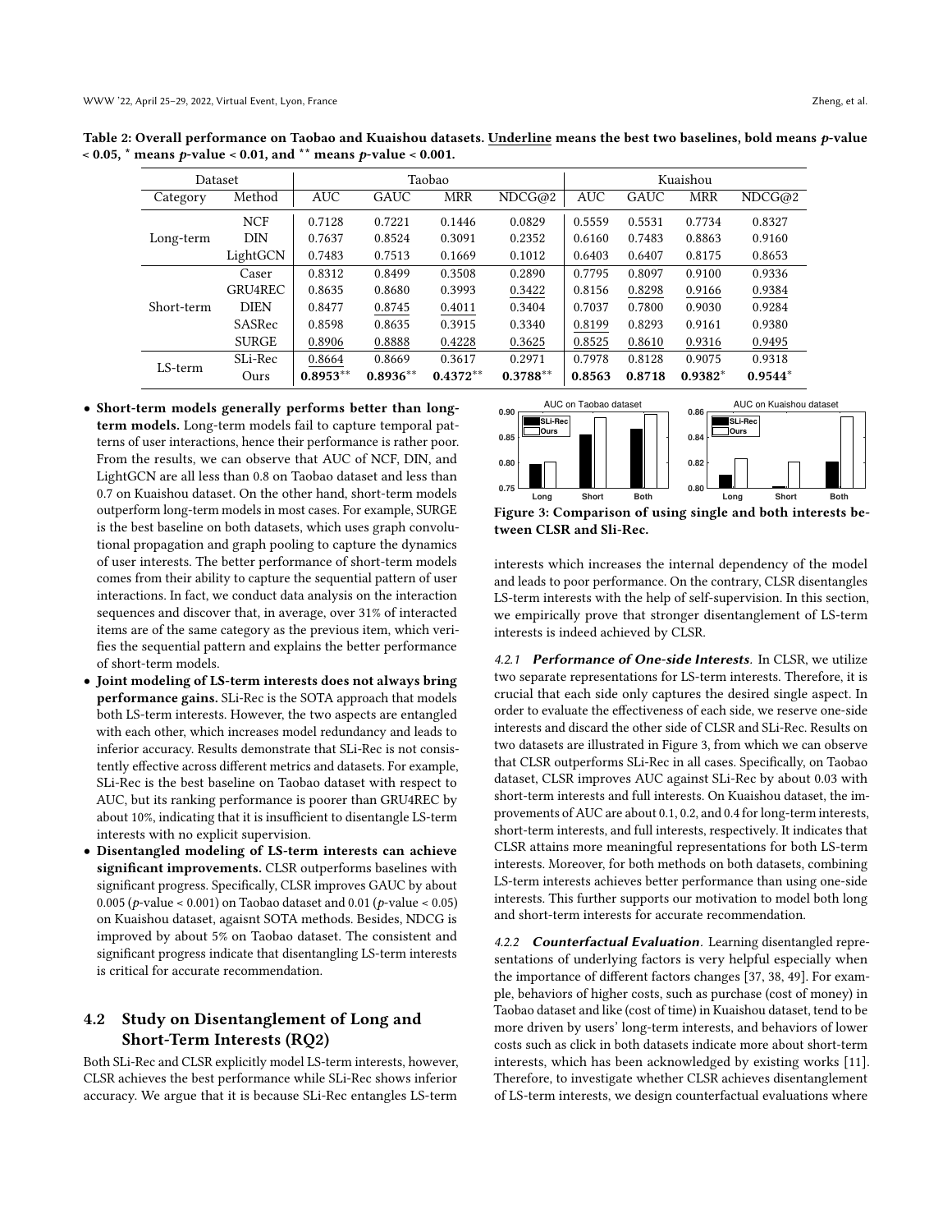Table 2: Overall performance on Taobao and Kuaishou datasets. Underline means the best two baselines, bold means $p$-value < 0.05, * means $p$-value < 0.01, and ** means $p$-value < 0.001.

| Dataset | | Taobao | | | | Kuaishou | | | |
|---|---|---|---|---|---|---|---|---|---|
| Category | Method | AUC | GAUC | MRR | NDCG@2 | AUC | GAUC | MRR | NDCG@2 |
| Long-term | NCF | 0.7128 | 0.7221 | 0.1446 | 0.0829 | 0.5559 | 0.5531 | 0.7734 | 0.8327 |
| | DIN | 0.7637 | 0.8524 | 0.3091 | 0.2352 | 0.6160 | 0.7483 | 0.8863 | 0.9160 |
| | LightGCN | 0.7483 | 0.7513 | 0.1669 | 0.1012 | 0.6403 | 0.6407 | 0.8175 | 0.8653 |
| Short-term | Caser | 0.8312 | 0.8499 | 0.3508 | 0.2890 | 0.7795 | 0.8097 | 0.9100 | 0.9336 |
| | GRU4REC | 0.8635 | 0.8680 | 0.3993 | <u>0.3422</u> | 0.8156 | <u>0.8298</u> | <u>0.9166</u> | <u>0.9384</u> |
| | DIEN | 0.8477 | <u>0.8745</u> | <u>0.4011</u> | 0.3404 | 0.7037 | 0.7800 | 0.9030 | 0.9284 |
| | SASRec | 0.8598 | 0.8635 | 0.3915 | 0.3340 | <u>0.8199</u> | 0.8293 | 0.9161 | 0.9380 |
| | SURGE | <u>0.8906</u> | <u>0.8888</u> | <u>0.4228</u> | <u>0.3625</u> | <u>0.8525</u> | <u>0.8610</u> | <u>0.9316</u> | <u>0.9495</u> |
| LS-term | SLi-Rec | <u>0.8664</u> | 0.8669 | 0.3617 | 0.2971 | 0.7978 | 0.8128 | 0.9075 | 0.9318 |
| | Ours | **0.8953**** | **0.8936**** | **0.4372**** | **0.3788**** | **0.8563** | **0.8718** | **0.9382*** | **0.9544*** |

- **Short-term models generally performs better than long-term models.** Long-term models fail to capture temporal patterns of user interactions, hence their performance is rather poor. From the results, we can observe that AUC of NCF, DIN, and LightGCN are all less than 0.8 on Taobao dataset and less than 0.7 on Kuaishou dataset. On the other hand, short-term models outperform long-term models in most cases. For example, SURGE is the best baseline on both datasets, which uses graph convolutional propagation and graph pooling to capture the dynamics of user interests. The better performance of short-term models comes from their ability to capture the sequential pattern of user interactions. In fact, we conduct data analysis on the interaction sequences and discover that, in average, over 31% of interacted items are of the same category as the previous item, which verifies the sequential pattern and explains the better performance of short-term models.
- **Joint modeling of LS-term interests does not always bring performance gains.** SLi-Rec is the SOTA approach that models both LS-term interests. However, the two aspects are entangled with each other, which increases model redundancy and leads to inferior accuracy. Results demonstrate that SLi-Rec is not consistently effective across different metrics and datasets. For example, SLi-Rec is the best baseline on Taobao dataset with respect to AUC, but its ranking performance is poorer than GRU4REC by about 10%, indicating that it is insufficient to disentangle LS-term interests with no explicit supervision.
- **Disentangled modeling of LS-term interests can achieve significant improvements.** CLSR outperforms baselines with significant progress. Specifically, CLSR improves GAUC by about 0.005 ($p$-value < 0.001) on Taobao dataset and 0.01 ($p$-value < 0.05) on Kuaishou dataset, agaisnt SOTA methods. Besides, NDCG is improved by about 5% on Taobao dataset. The consistent and significant progress indicate that disentangling LS-term interests is critical for accurate recommendation.

## 4.2 Study on Disentanglement of Long and Short-Term Interests (RQ2)

Both SLi-Rec and CLSR explicitly model LS-term interests, however, CLSR achieves the best performance while SLi-Rec shows inferior accuracy. We argue that it is because SLi-Rec entangles LS-term interests which increases the internal dependency of the model and leads to poor performance. On the contrary, CLSR disentangles LS-term interests with the help of self-supervision. In this section, we empirically prove that stronger disentanglement of LS-term interests is indeed achieved by CLSR.

Figure 3: Comparison of using single and both interests between CLSR and Sli-Rec.

### 4.2.1 *Performance of One-side Interests*.

In CLSR, we utilize two separate representations for LS-term interests. Therefore, it is crucial that each side only captures the desired single aspect. In order to evaluate the effectiveness of each side, we reserve one-side interests and discard the other side of CLSR and SLi-Rec. Results on two datasets are illustrated in Figure 3, from which we can observe that CLSR outperforms SLi-Rec in all cases. Specifically, on Taobao dataset, CLSR improves AUC against SLi-Rec by about 0.03 with short-term interests and full interests. On Kuaishou dataset, the improvements of AUC are about 0.1, 0.2, and 0.4 for long-term interests, short-term interests, and full interests, respectively. It indicates that CLSR attains more meaningful representations for both LS-term interests. Moreover, for both methods on both datasets, combining LS-term interests achieves better performance than using one-side interests. This further supports our motivation to model both long and short-term interests for accurate recommendation.

### 4.2.2 *Counterfactual Evaluation*.

Learning disentangled representations of underlying factors is very helpful especially when the importance of different factors changes [37, 38, 49]. For example, behaviors of higher costs, such as purchase (cost of money) in Taobao dataset and like (cost of time) in Kuaishou dataset, tend to be more driven by users' long-term interests, and behaviors of lower costs such as click in both datasets indicate more about short-term interests, which has been acknowledged by existing works [11]. Therefore, to investigate whether CLSR achieves disentanglement of LS-term interests, we design counterfactual evaluations where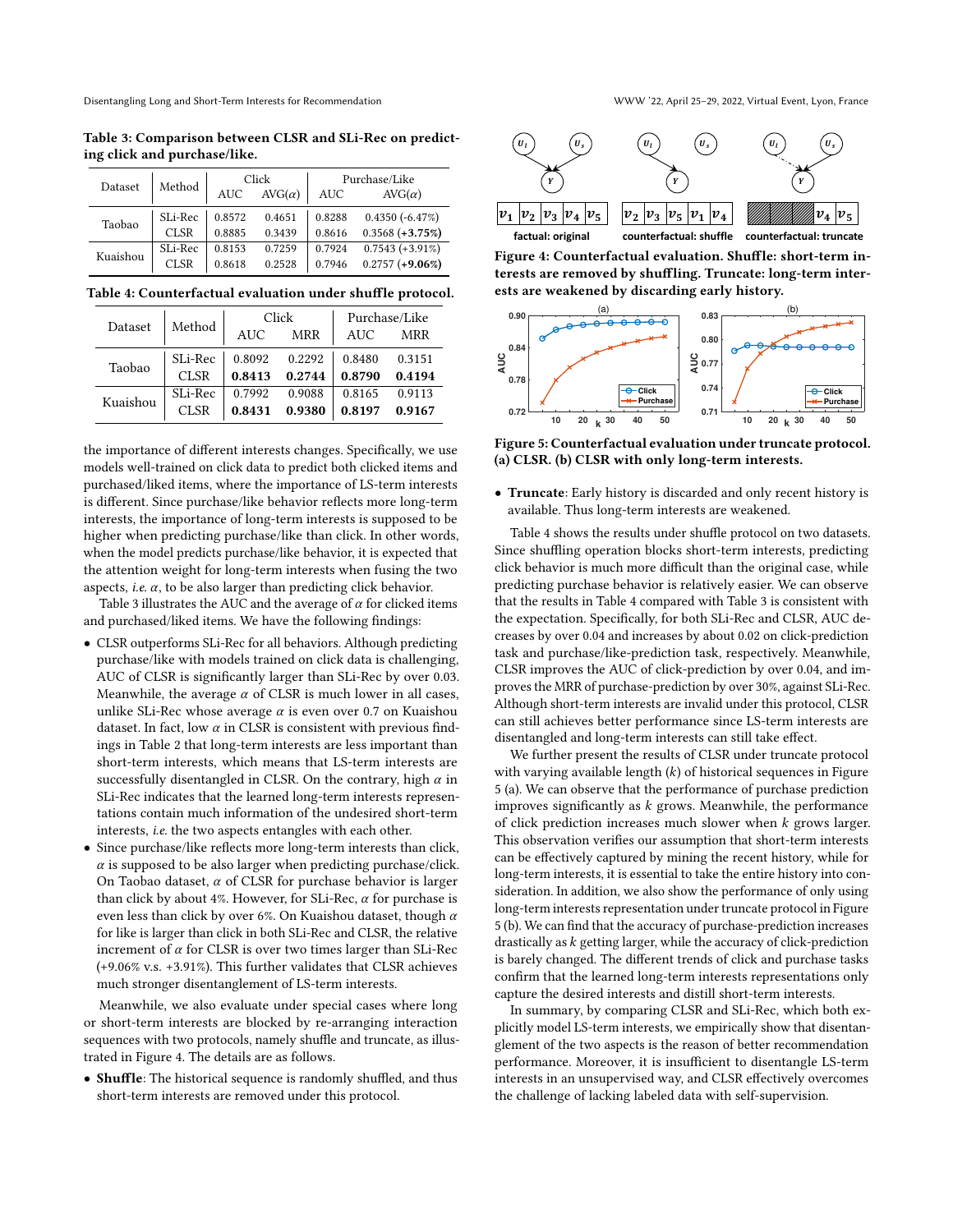**Table 3: Comparison between CLSR and SLi-Rec on predicting click and purchase/like.**

| Dataset | Method | Click | | Purchase/Like | |
|---|---|---|---|---|---|
| | | AUC | AVG($\alpha$) | AUC | AVG($\alpha$) |
| Taobao | SLi-Rec | 0.8572 | 0.4651 | 0.8288 | 0.4350 (-6.47%) |
| | CLSR | 0.8885 | 0.3439 | 0.8616 | 0.3568 (**+3.75%**) |
| Kuaishou | SLi-Rec | 0.8153 | 0.7259 | 0.7924 | 0.7543 (+3.91%) |
| | CLSR | 0.8618 | 0.2528 | 0.7946 | 0.2757 (**+9.06%**) |

**Table 4: Counterfactual evaluation under shuffle protocol.**

| Dataset | Method | Click | | Purchase/Like | |
|---|---|---|---|---|---|
| | | AUC | MRR | AUC | MRR |
| Taobao | SLi-Rec | 0.8092 | 0.2292 | 0.8480 | 0.3151 |
| | CLSR | **0.8413** | **0.2744** | **0.8790** | **0.4194** |
| Kuaishou | SLi-Rec | 0.7992 | 0.9088 | 0.8165 | 0.9113 |
| | CLSR | **0.8431** | **0.9380** | **0.8197** | **0.9167** |

the importance of different interests changes. Specifically, we use models well-trained on click data to predict both clicked items and purchased/liked items, where the importance of LS-term interests is different. Since purchase/like behavior reflects more long-term interests, the importance of long-term interests is supposed to be higher when predicting purchase/like than click. In other words, when the model predicts purchase/like behavior, it is expected that the attention weight for long-term interests when fusing the two aspects, *i.e.* $\alpha$, to be also larger than predicting click behavior.

Table 3 illustrates the AUC and the average of $\alpha$ for clicked items and purchased/liked items. We have the following findings:

- CLSR outperforms SLi-Rec for all behaviors. Although predicting purchase/like with models trained on click data is challenging, AUC of CLSR is significantly larger than SLi-Rec by over 0.03. Meanwhile, the average $\alpha$ of CLSR is much lower in all cases, unlike SLi-Rec whose average $\alpha$ is even over 0.7 on Kuaishou dataset. In fact, low $\alpha$ in CLSR is consistent with previous findings in Table 2 that long-term interests are less important than short-term interests, which means that LS-term interests are successfully disentangled in CLSR. On the contrary, high $\alpha$ in SLi-Rec indicates that the learned long-term interests representations contain much information of the undesired short-term interests, *i.e.* the two aspects entangles with each other.
- Since purchase/like reflects more long-term interests than click, $\alpha$ is supposed to be also larger when predicting purchase/click. On Taobao dataset, $\alpha$ of CLSR for purchase behavior is larger than click by about 4%. However, for SLi-Rec, $\alpha$ for purchase is even less than click by over 6%. On Kuaishou dataset, though $\alpha$ for like is larger than click in both SLi-Rec and CLSR, the relative increment of $\alpha$ for CLSR is over two times larger than SLi-Rec (+9.06% v.s. +3.91%). This further validates that CLSR achieves much stronger disentanglement of LS-term interests.

Meanwhile, we also evaluate under special cases where long or short-term interests are blocked by re-arranging interaction sequences with two protocols, namely shuffle and truncate, as illustrated in Figure 4. The details are as follows.

- **Shuffle**: The historical sequence is randomly shuffled, and thus short-term interests are removed under this protocol.

Figure 4: Counterfactual evaluation. Shuffle: short-term interests are removed by shuffling. Truncate: long-term interests are weakened by discarding early history.

Figure 5: Counterfactual evaluation under truncate protocol. (a) CLSR. (b) CLSR with only long-term interests.

- **Truncate**: Early history is discarded and only recent history is available. Thus long-term interests are weakened.

Table 4 shows the results under shuffle protocol on two datasets. Since shuffling operation blocks short-term interests, predicting click behavior is much more difficult than the original case, while predicting purchase behavior is relatively easier. We can observe that the results in Table 4 compared with Table 3 is consistent with the expectation. Specifically, for both SLi-Rec and CLSR, AUC decreases by over 0.04 and increases by about 0.02 on click-prediction task and purchase/like-prediction task, respectively. Meanwhile, CLSR improves the AUC of click-prediction by over 0.04, and improves the MRR of purchase-prediction by over 30%, against SLi-Rec. Although short-term interests are invalid under this protocol, CLSR can still achieves better performance since LS-term interests are disentangled and long-term interests can still take effect.

We further present the results of CLSR under truncate protocol with varying available length ($k$) of historical sequences in Figure 5 (a). We can observe that the performance of purchase prediction improves significantly as $k$ grows. Meanwhile, the performance of click prediction increases much slower when $k$ grows larger. This observation verifies our assumption that short-term interests can be effectively captured by mining the recent history, while for long-term interests, it is essential to take the entire history into consideration. In addition, we also show the performance of only using long-term interests representation under truncate protocol in Figure 5 (b). We can find that the accuracy of purchase-prediction increases drastically as $k$ getting larger, while the accuracy of click-prediction is barely changed. The different trends of click and purchase tasks confirm that the learned long-term interests representations only capture the desired interests and distill short-term interests.

In summary, by comparing CLSR and SLi-Rec, which both explicitly model LS-term interests, we empirically show that disentanglement of the two aspects is the reason of better recommendation performance. Moreover, it is insufficient to disentangle LS-term interests in an unsupervised way, and CLSR effectively overcomes the challenge of lacking labeled data with self-supervision.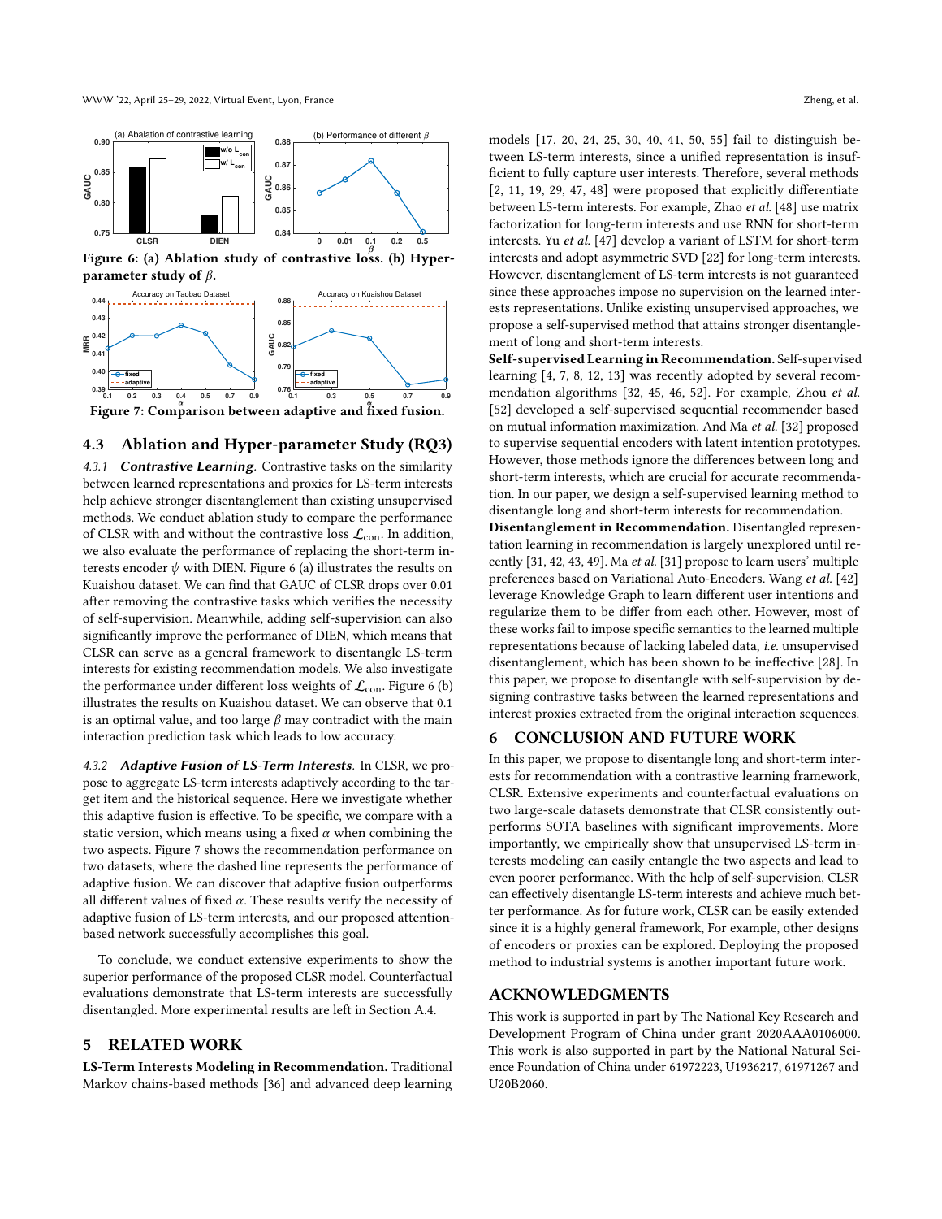Figure 6: (a) Ablation study of contrastive loss. (b) Hyper-parameter study of $\beta$.

Figure 7: Comparison between adaptive and fixed fusion.

## 4.3 Ablation and Hyper-parameter Study (RQ3)

*4.3.1* ***Contrastive Learning.*** Contrastive tasks on the similarity between learned representations and proxies for LS-term interests help achieve stronger disentanglement than existing unsupervised methods. We conduct ablation study to compare the performance of CLSR with and without the contrastive loss $\mathcal{L}_{\text{con}}$. In addition, we also evaluate the performance of replacing the short-term interests encoder $\psi$ with DIEN. Figure 6 (a) illustrates the results on Kuaishou dataset. We can find that GAUC of CLSR drops over 0.01 after removing the contrastive tasks which verifies the necessity of self-supervision. Meanwhile, adding self-supervision can also significantly improve the performance of DIEN, which means that CLSR can serve as a general framework to disentangle LS-term interests for existing recommendation models. We also investigate the performance under different loss weights of $\mathcal{L}_{\text{con}}$. Figure 6 (b) illustrates the results on Kuaishou dataset. We can observe that 0.1 is an optimal value, and too large $\beta$ may contradict with the main interaction prediction task which leads to low accuracy.

*4.3.2* ***Adaptive Fusion of LS-Term Interests.*** In CLSR, we propose to aggregate LS-term interests adaptively according to the target item and the historical sequence. Here we investigate whether this adaptive fusion is effective. To be specific, we compare with a static version, which means using a fixed $\alpha$ when combining the two aspects. Figure 7 shows the recommendation performance on two datasets, where the dashed line represents the performance of adaptive fusion. We can discover that adaptive fusion outperforms all different values of fixed $\alpha$. These results verify the necessity of adaptive fusion of LS-term interests, and our proposed attention-based network successfully accomplishes this goal.

To conclude, we conduct extensive experiments to show the superior performance of the proposed CLSR model. Counterfactual evaluations demonstrate that LS-term interests are successfully disentangled. More experimental results are left in Section A.4.

# 5 RELATED WORK

**LS-Term Interests Modeling in Recommendation.** Traditional Markov chains-based methods [36] and advanced deep learning models [17, 20, 24, 25, 30, 40, 41, 50, 55] fail to distinguish between LS-term interests, since a unified representation is insufficient to fully capture user interests. Therefore, several methods [2, 11, 19, 29, 47, 48] were proposed that explicitly differentiate between LS-term interests. For example, Zhao *et al.* [48] use matrix factorization for long-term interests and use RNN for short-term interests. Yu *et al.* [47] develop a variant of LSTM for short-term interests and adopt asymmetric SVD [22] for long-term interests. However, disentanglement of LS-term interests is not guaranteed since these approaches impose no supervision on the learned interests representations. Unlike existing unsupervised approaches, we propose a self-supervised method that attains stronger disentanglement of long and short-term interests.

**Self-supervised Learning in Recommendation.** Self-supervised learning [4, 7, 8, 12, 13] was recently adopted by several recommendation algorithms [32, 45, 46, 52]. For example, Zhou *et al.* [52] developed a self-supervised sequential recommender based on mutual information maximization. And Ma *et al.* [32] proposed to supervise sequential encoders with latent intention prototypes. However, those methods ignore the differences between long and short-term interests, which are crucial for accurate recommendation. In our paper, we design a self-supervised learning method to disentangle long and short-term interests for recommendation.

**Disentanglement in Recommendation.** Disentangled representation learning in recommendation is largely unexplored until recently [31, 42, 43, 49]. Ma *et al.* [31] propose to learn users' multiple preferences based on Variational Auto-Encoders. Wang *et al.* [42] leverage Knowledge Graph to learn different user intentions and regularize them to be differ from each other. However, most of these works fail to impose specific semantics to the learned multiple representations because of lacking labeled data, *i.e.* unsupervised disentanglement, which has been shown to be ineffective [28]. In this paper, we propose to disentangle with self-supervision by designing contrastive tasks between the learned representations and interest proxies extracted from the original interaction sequences.

# 6 CONCLUSION AND FUTURE WORK

In this paper, we propose to disentangle long and short-term interests for recommendation with a contrastive learning framework, CLSR. Extensive experiments and counterfactual evaluations on two large-scale datasets demonstrate that CLSR consistently outperforms SOTA baselines with significant improvements. More importantly, we empirically show that unsupervised LS-term interests modeling can easily entangle the two aspects and lead to even poorer performance. With the help of self-supervision, CLSR can effectively disentangle LS-term interests and achieve much better performance. As for future work, CLSR can be easily extended since it is a highly general framework, For example, other designs of encoders or proxies can be explored. Deploying the proposed method to industrial systems is another important future work.

# ACKNOWLEDGMENTS

This work is supported in part by The National Key Research and Development Program of China under grant 2020AAA0106000. This work is also supported in part by the National Natural Science Foundation of China under 61972223, U1936217, 61971267 and U20B2060.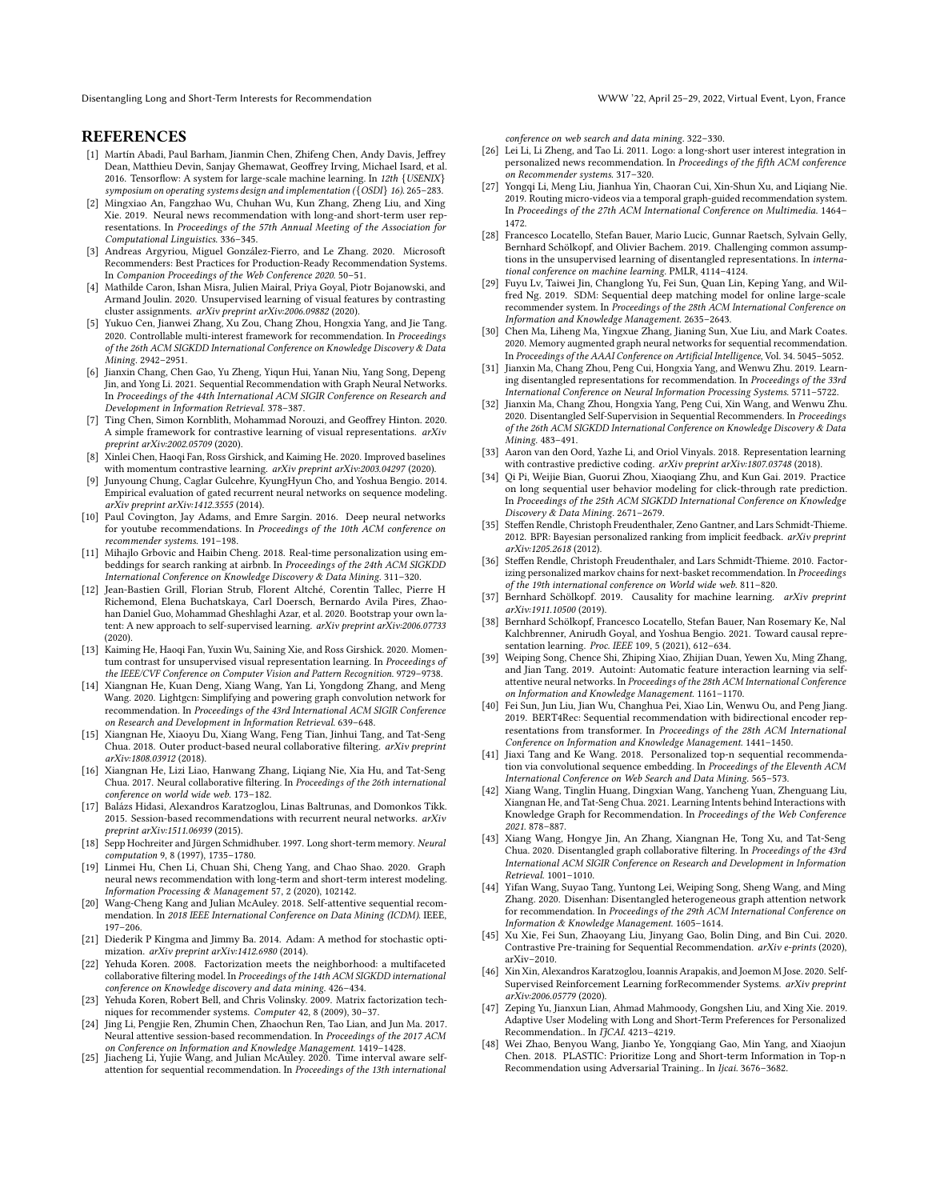# REFERENCES

- [1] Martín Abadi, Paul Barham, Jianmin Chen, Zhifeng Chen, Andy Davis, Jeffrey Dean, Matthieu Devin, Sanjay Ghemawat, Geoffrey Irving, Michael Isard, et al. 2016. Tensorflow: A system for large-scale machine learning. In *12th {USENIX} symposium on operating systems design and implementation ({OSDI} 16)*. 265–283.
- [2] Mingxiao An, Fangzhao Wu, Chuhan Wu, Kun Zhang, Zheng Liu, and Xing Xie. 2019. Neural news recommendation with long-and short-term user representations. In *Proceedings of the 57th Annual Meeting of the Association for Computational Linguistics*. 336–345.
- [3] Andreas Argyriou, Miguel González-Fierro, and Le Zhang. 2020. Microsoft Recommenders: Best Practices for Production-Ready Recommendation Systems. In *Companion Proceedings of the Web Conference 2020*. 50–51.
- [4] Mathilde Caron, Ishan Misra, Julien Mairal, Priya Goyal, Piotr Bojanowski, and Armand Joulin. 2020. Unsupervised learning of visual features by contrasting cluster assignments. *arXiv preprint arXiv:2006.09882* (2020).
- [5] Yukuo Cen, Jianwei Zhang, Xu Zou, Chang Zhou, Hongxia Yang, and Jie Tang. 2020. Controllable multi-interest framework for recommendation. In *Proceedings of the 26th ACM SIGKDD International Conference on Knowledge Discovery & Data Mining*. 2942–2951.
- [6] Jianxin Chang, Chen Gao, Yu Zheng, Yiqun Hui, Yanan Niu, Yang Song, Depeng Jin, and Yong Li. 2021. Sequential Recommendation with Graph Neural Networks. In *Proceedings of the 44th International ACM SIGIR Conference on Research and Development in Information Retrieval*. 378–387.
- [7] Ting Chen, Simon Kornblith, Mohammad Norouzi, and Geoffrey Hinton. 2020. A simple framework for contrastive learning of visual representations. *arXiv preprint arXiv:2002.05709* (2020).
- [8] Xinlei Chen, Haoqi Fan, Ross Girshick, and Kaiming He. 2020. Improved baselines with momentum contrastive learning. *arXiv preprint arXiv:2003.04297* (2020).
- [9] Junyoung Chung, Caglar Gulcehre, KyungHyun Cho, and Yoshua Bengio. 2014. Empirical evaluation of gated recurrent neural networks on sequence modeling. *arXiv preprint arXiv:1412.3555* (2014).
- [10] Paul Covington, Jay Adams, and Emre Sargin. 2016. Deep neural networks for youtube recommendations. In *Proceedings of the 10th ACM conference on recommender systems*. 191–198.
- [11] Mihajlo Grbovic and Haibin Cheng. 2018. Real-time personalization using embeddings for search ranking at airbnb. In *Proceedings of the 24th ACM SIGKDD International Conference on Knowledge Discovery & Data Mining*. 311–320.
- [12] Jean-Bastien Grill, Florian Strub, Florent Altché, Corentin Tallec, Pierre H Richemond, Elena Buchatskaya, Carl Doersch, Bernardo Avila Pires, Zhaohan Daniel Guo, Mohammad Gheshlaghi Azar, et al. 2020. Bootstrap your own latent: A new approach to self-supervised learning. *arXiv preprint arXiv:2006.07733* (2020).
- [13] Kaiming He, Haoqi Fan, Yuxin Wu, Saining Xie, and Ross Girshick. 2020. Momentum contrast for unsupervised visual representation learning. In *Proceedings of the IEEE/CVF Conference on Computer Vision and Pattern Recognition*. 9729–9738.
- [14] Xiangnan He, Kuan Deng, Xiang Wang, Yan Li, Yongdong Zhang, and Meng Wang. 2020. Lightgcn: Simplifying and powering graph convolution network for recommendation. In *Proceedings of the 43rd International ACM SIGIR Conference on Research and Development in Information Retrieval*. 639–648.
- [15] Xiangnan He, Xiaoyu Du, Xiang Wang, Feng Tian, Jinhui Tang, and Tat-Seng Chua. 2018. Outer product-based neural collaborative filtering. *arXiv preprint arXiv:1808.03912* (2018).
- [16] Xiangnan He, Lizi Liao, Hanwang Zhang, Liqiang Nie, Xia Hu, and Tat-Seng Chua. 2017. Neural collaborative filtering. In *Proceedings of the 26th international conference on world wide web*. 173–182.
- [17] Balázs Hidasi, Alexandros Karatzoglou, Linas Baltrunas, and Domonkos Tikk. 2015. Session-based recommendations with recurrent neural networks. *arXiv preprint arXiv:1511.06939* (2015).
- [18] Sepp Hochreiter and Jürgen Schmidhuber. 1997. Long short-term memory. *Neural computation* 9, 8 (1997), 1735–1780.
- [19] Linmei Hu, Chen Li, Chuan Shi, Cheng Yang, and Chao Shao. 2020. Graph neural news recommendation with long-term and short-term interest modeling. *Information Processing & Management* 57, 2 (2020), 102142.
- [20] Wang-Cheng Kang and Julian McAuley. 2018. Self-attentive sequential recommendation. In *2018 IEEE International Conference on Data Mining (ICDM)*. IEEE, 197–206.
- [21] Diederik P Kingma and Jimmy Ba. 2014. Adam: A method for stochastic optimization. *arXiv preprint arXiv:1412.6980* (2014).
- [22] Yehuda Koren. 2008. Factorization meets the neighborhood: a multifaceted collaborative filtering model. In *Proceedings of the 14th ACM SIGKDD international conference on Knowledge discovery and data mining*. 426–434.
- [23] Yehuda Koren, Robert Bell, and Chris Volinsky. 2009. Matrix factorization techniques for recommender systems. *Computer* 42, 8 (2009), 30–37.
- [24] Jing Li, Pengjie Ren, Zhumin Chen, Zhaochun Ren, Tao Lian, and Jun Ma. 2017. Neural attentive session-based recommendation. In *Proceedings of the 2017 ACM on Conference on Information and Knowledge Management*. 1419–1428.
- [25] Jiacheng Li, Yujie Wang, and Julian McAuley. 2020. Time interval aware self-attention for sequential recommendation. In *Proceedings of the 13th international conference on web search and data mining*. 322–330.
- [26] Lei Li, Li Zheng, and Tao Li. 2011. Logo: a long-short user interest integration in personalized news recommendation. In *Proceedings of the fifth ACM conference on Recommender systems*. 317–320.
- [27] Yongqi Li, Meng Liu, Jianhua Yin, Chaoran Cui, Xin-Shun Xu, and Liqiang Nie. 2019. Routing micro-videos via a temporal graph-guided recommendation system. In *Proceedings of the 27th ACM International Conference on Multimedia*. 1464–1472.
- [28] Francesco Locatello, Stefan Bauer, Mario Lucic, Gunnar Raetsch, Sylvain Gelly, Bernhard Schölkopf, and Olivier Bachem. 2019. Challenging common assumptions in the unsupervised learning of disentangled representations. In *international conference on machine learning*. PMLR, 4114–4124.
- [29] Fuyu Lv, Taiwei Jin, Changlong Yu, Fei Sun, Quan Lin, Keping Yang, and Wilfred Ng. 2019. SDM: Sequential deep matching model for online large-scale recommender system. In *Proceedings of the 28th ACM International Conference on Information and Knowledge Management*. 2635–2643.
- [30] Chen Ma, Liheng Ma, Yingxue Zhang, Jianing Sun, Xue Liu, and Mark Coates. 2020. Memory augmented graph neural networks for sequential recommendation. In *Proceedings of the AAAI Conference on Artificial Intelligence*, Vol. 34. 5045–5052.
- [31] Jianxin Ma, Chang Zhou, Peng Cui, Hongxia Yang, and Wenwu Zhu. 2019. Learning disentangled representations for recommendation. In *Proceedings of the 33rd International Conference on Neural Information Processing Systems*. 5711–5722.
- [32] Jianxin Ma, Chang Zhou, Hongxia Yang, Peng Cui, Xin Wang, and Wenwu Zhu. 2020. Disentangled Self-Supervision in Sequential Recommenders. In *Proceedings of the 26th ACM SIGKDD International Conference on Knowledge Discovery & Data Mining*. 483–491.
- [33] Aaron van den Oord, Yazhe Li, and Oriol Vinyals. 2018. Representation learning with contrastive predictive coding. *arXiv preprint arXiv:1807.03748* (2018).
- [34] Qi Pi, Weijie Bian, Guorui Zhou, Xiaoqiang Zhu, and Kun Gai. 2019. Practice on long sequential user behavior modeling for click-through rate prediction. In *Proceedings of the 25th ACM SIGKDD International Conference on Knowledge Discovery & Data Mining*. 2671–2679.
- [35] Steffen Rendle, Christoph Freudenthaler, Zeno Gantner, and Lars Schmidt-Thieme. 2012. BPR: Bayesian personalized ranking from implicit feedback. *arXiv preprint arXiv:1205.2618* (2012).
- [36] Steffen Rendle, Christoph Freudenthaler, and Lars Schmidt-Thieme. 2010. Factorizing personalized markov chains for next-basket recommendation. In *Proceedings of the 19th international conference on World wide web*. 811–820.
- [37] Bernhard Schölkopf. 2019. Causality for machine learning. *arXiv preprint arXiv:1911.10500* (2019).
- [38] Bernhard Schölkopf, Francesco Locatello, Stefan Bauer, Nan Rosemary Ke, Nal Kalchbrenner, Anirudh Goyal, and Yoshua Bengio. 2021. Toward causal representation learning. *Proc. IEEE* 109, 5 (2021), 612–634.
- [39] Weiping Song, Chence Shi, Zhiping Xiao, Zhijian Duan, Yewen Xu, Ming Zhang, and Jian Tang. 2019. Autoint: Automatic feature interaction learning via self-attentive neural networks. In *Proceedings of the 28th ACM International Conference on Information and Knowledge Management*. 1161–1170.
- [40] Fei Sun, Jun Liu, Jian Wu, Changhua Pei, Xiao Lin, Wenwu Ou, and Peng Jiang. 2019. BERT4Rec: Sequential recommendation with bidirectional encoder representations from transformer. In *Proceedings of the 28th ACM International Conference on Information and Knowledge Management*. 1441–1450.
- [41] Jiaxi Tang and Ke Wang. 2018. Personalized top-n sequential recommendation via convolutional sequence embedding. In *Proceedings of the Eleventh ACM International Conference on Web Search and Data Mining*. 565–573.
- [42] Xiang Wang, Tinglin Huang, Dingxian Wang, Yancheng Yuan, Zhenguang Liu, Xiangnan He, and Tat-Seng Chua. 2021. Learning Intents behind Interactions with Knowledge Graph for Recommendation. In *Proceedings of the Web Conference 2021*. 878–887.
- [43] Xiang Wang, Hongye Jin, An Zhang, Xiangnan He, Tong Xu, and Tat-Seng Chua. 2020. Disentangled graph collaborative filtering. In *Proceedings of the 43rd International ACM SIGIR Conference on Research and Development in Information Retrieval*. 1001–1010.
- [44] Yifan Wang, Suyao Tang, Yuntong Lei, Weiping Song, Sheng Wang, and Ming Zhang. 2020. Disenhan: Disentangled heterogeneous graph attention network for recommendation. In *Proceedings of the 29th ACM International Conference on Information & Knowledge Management*. 1605–1614.
- [45] Xu Xie, Fei Sun, Zhaoyang Liu, Jinyang Gao, Bolin Ding, and Bin Cui. 2020. Contrastive Pre-training for Sequential Recommendation. *arXiv e-prints* (2020), arXiv–2010.
- [46] Xin Xin, Alexandros Karatzoglou, Ioannis Arapakis, and Joemon M Jose. 2020. Self-Supervised Reinforcement Learning forRecommender Systems. *arXiv preprint arXiv:2006.05779* (2020).
- [47] Zeping Yu, Jianxun Lian, Ahmad Mahmoody, Gongshen Liu, and Xing Xie. 2019. Adaptive User Modeling with Long and Short-Term Preferences for Personalized Recommendation.. In *IJCAI*. 4213–4219.
- [48] Wei Zhao, Benyou Wang, Jianbo Ye, Yongqiang Gao, Min Yang, and Xiaojun Chen. 2018. PLASTIC: Prioritize Long and Short-term Information in Top-n Recommendation using Adversarial Training.. In *Ijcai*. 3676–3682.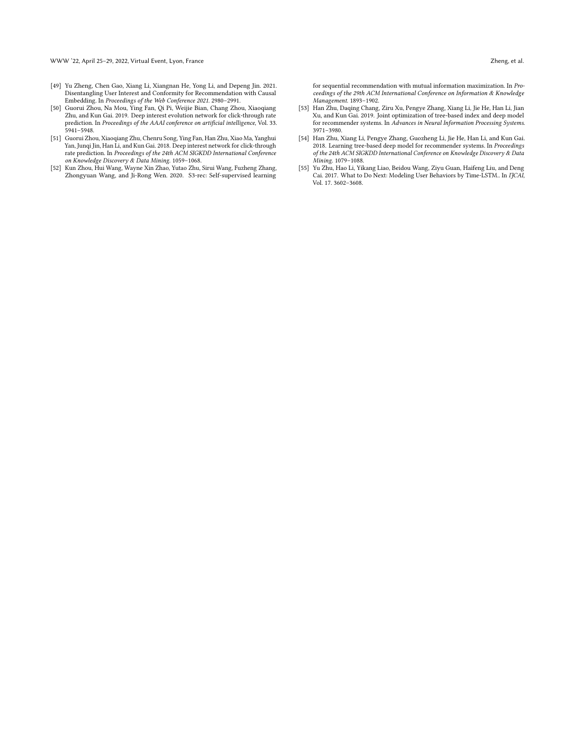[49] Yu Zheng, Chen Gao, Xiang Li, Xiangnan He, Yong Li, and Depeng Jin. 2021. Disentangling User Interest and Conformity for Recommendation with Causal Embedding. In *Proceedings of the Web Conference 2021*. 2980–2991.

[50] Guorui Zhou, Na Mou, Ying Fan, Qi Pi, Weijie Bian, Chang Zhou, Xiaoqiang Zhu, and Kun Gai. 2019. Deep interest evolution network for click-through rate prediction. In *Proceedings of the AAAI conference on artificial intelligence*, Vol. 33. 5941–5948.

[51] Guorui Zhou, Xiaoqiang Zhu, Chenru Song, Ying Fan, Han Zhu, Xiao Ma, Yanghui Yan, Junqi Jin, Han Li, and Kun Gai. 2018. Deep interest network for click-through rate prediction. In *Proceedings of the 24th ACM SIGKDD International Conference on Knowledge Discovery & Data Mining*. 1059–1068.

[52] Kun Zhou, Hui Wang, Wayne Xin Zhao, Yutao Zhu, Sirui Wang, Fuzheng Zhang, Zhongyuan Wang, and Ji-Rong Wen. 2020. S3-rec: Self-supervised learning for sequential recommendation with mutual information maximization. In *Proceedings of the 29th ACM International Conference on Information & Knowledge Management*. 1893–1902.

[53] Han Zhu, Daqing Chang, Ziru Xu, Pengye Zhang, Xiang Li, Jie He, Han Li, Jian Xu, and Kun Gai. 2019. Joint optimization of tree-based index and deep model for recommender systems. In *Advances in Neural Information Processing Systems*. 3971–3980.

[54] Han Zhu, Xiang Li, Pengye Zhang, Guozheng Li, Jie He, Han Li, and Kun Gai. 2018. Learning tree-based deep model for recommender systems. In *Proceedings of the 24th ACM SIGKDD International Conference on Knowledge Discovery & Data Mining*. 1079–1088.

[55] Yu Zhu, Hao Li, Yikang Liao, Beidou Wang, Ziyu Guan, Haifeng Liu, and Deng Cai. 2017. What to Do Next: Modeling User Behaviors by Time-LSTM.. In *IJCAI*, Vol. 17. 3602–3608.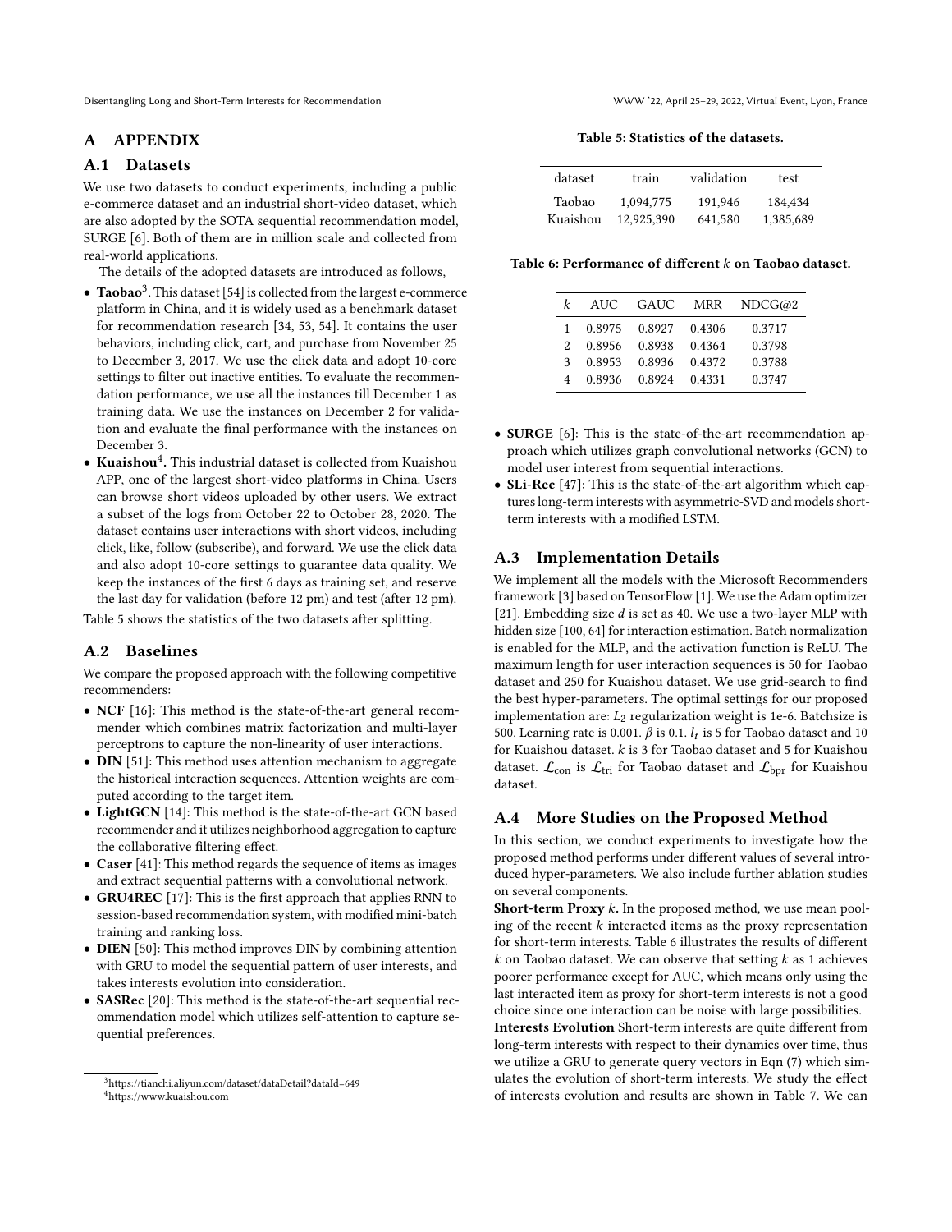# A APPENDIX

## A.1 Datasets

We use two datasets to conduct experiments, including a public e-commerce dataset and an industrial short-video dataset, which are also adopted by the SOTA sequential recommendation model, SURGE [6]. Both of them are in million scale and collected from real-world applications.

The details of the adopted datasets are introduced as follows,

- **Taobao**[3]. This dataset [54] is collected from the largest e-commerce platform in China, and it is widely used as a benchmark dataset for recommendation research [34, 53, 54]. It contains the user behaviors, including click, cart, and purchase from November 25 to December 3, 2017. We use the click data and adopt 10-core settings to filter out inactive entities. To evaluate the recommendation performance, we use all the instances till December 1 as training data. We use the instances on December 2 for validation and evaluate the final performance with the instances on December 3.
- **Kuaishou**[4]**.** This industrial dataset is collected from Kuaishou APP, one of the largest short-video platforms in China. Users can browse short videos uploaded by other users. We extract a subset of the logs from October 22 to October 28, 2020. The dataset contains user interactions with short videos, including click, like, follow (subscribe), and forward. We use the click data and also adopt 10-core settings to guarantee data quality. We keep the instances of the first 6 days as training set, and reserve the last day for validation (before 12 pm) and test (after 12 pm).

Table 5 shows the statistics of the two datasets after splitting.

## A.2 Baselines

We compare the proposed approach with the following competitive recommenders:

- **NCF** [16]: This method is the state-of-the-art general recommender which combines matrix factorization and multi-layer perceptrons to capture the non-linearity of user interactions.
- **DIN** [51]: This method uses attention mechanism to aggregate the historical interaction sequences. Attention weights are computed according to the target item.
- **LightGCN** [14]: This method is the state-of-the-art GCN based recommender and it utilizes neighborhood aggregation to capture the collaborative filtering effect.
- **Caser** [41]: This method regards the sequence of items as images and extract sequential patterns with a convolutional network.
- **GRU4REC** [17]: This is the first approach that applies RNN to session-based recommendation system, with modified mini-batch training and ranking loss.
- **DIEN** [50]: This method improves DIN by combining attention with GRU to model the sequential pattern of user interests, and takes interests evolution into consideration.
- **SASRec** [20]: This method is the state-of-the-art sequential recommendation model which utilizes self-attention to capture sequential preferences.

[3] https://tianchi.aliyun.com/dataset/dataDetail?dataId=649

[4] https://www.kuaishou.com

**Table 5: Statistics of the datasets.**

| dataset | train | validation | test |
|---|---|---|---|
| Taobao | 1,094,775 | 191,946 | 184,434 |
| Kuaishou | 12,925,390 | 641,580 | 1,385,689 |

**Table 6: Performance of different $k$ on Taobao dataset.**

| $k$ | AUC | GAUC | MRR | NDCG@2 |
|---|---|---|---|---|
| 1 | 0.8975 | 0.8927 | 0.4306 | 0.3717 |
| 2 | 0.8956 | 0.8938 | 0.4364 | 0.3798 |
| 3 | 0.8953 | 0.8936 | 0.4372 | 0.3788 |
| 4 | 0.8936 | 0.8924 | 0.4331 | 0.3747 |

- **SURGE** [6]: This is the state-of-the-art recommendation approach which utilizes graph convolutional networks (GCN) to model user interest from sequential interactions.
- **SLi-Rec** [47]: This is the state-of-the-art algorithm which captures long-term interests with asymmetric-SVD and models short-term interests with a modified LSTM.

## A.3 Implementation Details

We implement all the models with the Microsoft Recommenders framework [3] based on TensorFlow [1]. We use the Adam optimizer [21]. Embedding size $d$ is set as 40. We use a two-layer MLP with hidden size [100, 64] for interaction estimation. Batch normalization is enabled for the MLP, and the activation function is ReLU. The maximum length for user interaction sequences is 50 for Taobao dataset and 250 for Kuaishou dataset. We use grid-search to find the best hyper-parameters. The optimal settings for our proposed implementation are: $L_2$ regularization weight is 1e-6. Batchsize is 500. Learning rate is 0.001. $\beta$ is 0.1. $l_t$ is 5 for Taobao dataset and 10 for Kuaishou dataset. $k$ is 3 for Taobao dataset and 5 for Kuaishou dataset. $\mathcal{L}_{\text{con}}$ is $\mathcal{L}_{\text{tri}}$ for Taobao dataset and $\mathcal{L}_{\text{bpr}}$ for Kuaishou dataset.

## A.4 More Studies on the Proposed Method

In this section, we conduct experiments to investigate how the proposed method performs under different values of several introduced hyper-parameters. We also include further ablation studies on several components.

**Short-term Proxy $k$.** In the proposed method, we use mean pooling of the recent $k$ interacted items as the proxy representation for short-term interests. Table 6 illustrates the results of different $k$ on Taobao dataset. We can observe that setting $k$ as 1 achieves poorer performance except for AUC, which means only using the last interacted item as proxy for short-term interests is not a good choice since one interaction can be noise with large possibilities.

**Interests Evolution** Short-term interests are quite different from long-term interests with respect to their dynamics over time, thus we utilize a GRU to generate query vectors in Eqn (7) which simulates the evolution of short-term interests. We study the effect of interests evolution and results are shown in Table 7. We can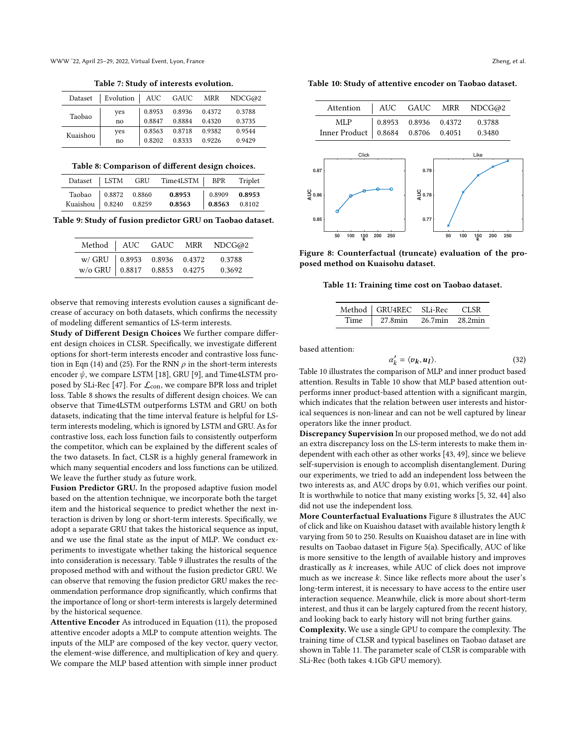**Table 7: Study of interests evolution.**

| Dataset | Evolution | AUC | GAUC | MRR | NDCG@2 |
|---|---|---|---|---|---|
| Taobao | yes | 0.8953 | 0.8936 | 0.4372 | 0.3788 |
| | no | 0.8847 | 0.8884 | 0.4320 | 0.3735 |
| Kuaishou | yes | 0.8563 | 0.8718 | 0.9382 | 0.9544 |
| | no | 0.8202 | 0.8333 | 0.9226 | 0.9429 |

**Table 8: Comparison of different design choices.**

| Dataset | LSTM | GRU | Time4LSTM | BPR | Triplet |
|---|---|---|---|---|---|
| Taobao | 0.8872 | 0.8860 | **0.8953** | 0.8909 | **0.8953** |
| Kuaishou | 0.8240 | 0.8259 | **0.8563** | **0.8563** | 0.8102 |

**Table 9: Study of fusion predictor GRU on Taobao dataset.**

| Method | AUC | GAUC | MRR | NDCG@2 |
|---|---|---|---|---|
| w/ GRU | 0.8953 | 0.8936 | 0.4372 | 0.3788 |
| w/o GRU | 0.8817 | 0.8853 | 0.4275 | 0.3692 |

observe that removing interests evolution causes a significant decrease of accuracy on both datasets, which confirms the necessity of modeling different semantics of LS-term interests.

**Study of Different Design Choices** We further compare different design choices in CLSR. Specifically, we investigate different options for short-term interests encoder and contrastive loss function in Eqn (14) and (25). For the RNN $\rho$ in the short-term interests encoder $\psi$, we compare LSTM [18], GRU [9], and Time4LSTM proposed by SLi-Rec [47]. For $\mathcal{L}_{\text{con}}$, we compare BPR loss and triplet loss. Table 8 shows the results of different design choices. We can observe that Time4LSTM outperforms LSTM and GRU on both datasets, indicating that the time interval feature is helpful for LS-term interests modeling, which is ignored by LSTM and GRU. As for contrastive loss, each loss function fails to consistently outperform the competitor, which can be explained by the different scales of the two datasets. In fact, CLSR is a highly general framework in which many sequential encoders and loss functions can be utilized. We leave the further study as future work.

**Fusion Predictor GRU.** In the proposed adaptive fusion model based on the attention technique, we incorporate both the target item and the historical sequence to predict whether the next interaction is driven by long or short-term interests. Specifically, we adopt a separate GRU that takes the historical sequence as input, and we use the final state as the input of MLP. We conduct experiments to investigate whether taking the historical sequence into consideration is necessary. Table 9 illustrates the results of the proposed method with and without the fusion predictor GRU. We can observe that removing the fusion predictor GRU makes the recommendation performance drop significantly, which confirms that the importance of long or short-term interests is largely determined by the historical sequence.

**Attentive Encoder** As introduced in Equation (11), the proposed attentive encoder adopts a MLP to compute attention weights. The inputs of the MLP are composed of the key vector, query vector, the element-wise difference, and multiplication of key and query. We compare the MLP based attention with simple inner product based attention:

$$\alpha'_k = \langle \boldsymbol{v_k}, \boldsymbol{u_l} \rangle. \tag{32}$$

Table 10 illustrates the comparison of MLP and inner product based attention. Results in Table 10 show that MLP based attention outperforms inner product-based attention with a significant margin, which indicates that the relation between user interests and historical sequences is non-linear and can not be well captured by linear operators like the inner product.

**Table 10: Study of attentive encoder on Taobao dataset.**

| Attention | AUC | GAUC | MRR | NDCG@2 |
|---|---|---|---|---|
| MLP | 0.8953 | 0.8936 | 0.4372 | 0.3788 |
| Inner Product | 0.8684 | 0.8706 | 0.4051 | 0.3480 |

Click

AUC

0.87

0.86

0.85

50 100 150 200 250

k

Like

AUC

0.79

0.78

0.77

50 100 150 200 250

k

**Figure 8: Counterfactual (truncate) evaluation of the proposed method on Kuaisohu dataset.**

**Table 11: Training time cost on Taobao dataset.**

| Method | GRU4REC | SLi-Rec | CLSR |
|---|---|---|---|
| Time | 27.8min | 26.7min | 28.2min |

**Discrepancy Supervision** In our proposed method, we do not add an extra discrepancy loss on the LS-term interests to make them independent with each other as other works [43, 49], since we believe self-supervision is enough to accomplish disentanglement. During our experiments, we tried to add an independent loss between the two interests as, and AUC drops by 0.01, which verifies our point. It is worthwhile to notice that many existing works [5, 32, 44] also did not use the independent loss.

**More Counterfactual Evaluations** Figure 8 illustrates the AUC of click and like on Kuaishou dataset with available history length $k$ varying from 50 to 250. Results on Kuaishou dataset are in line with results on Taobao dataset in Figure 5(a). Specifically, AUC of like is more sensitive to the length of available history and improves drastically as $k$ increases, while AUC of click does not improve much as we increase $k$. Since like reflects more about the user's long-term interest, it is necessary to have access to the entire user interaction sequence. Meanwhile, click is more about short-term interest, and thus it can be largely captured from the recent history, and looking back to early history will not bring further gains.

**Complexity.** We use a single GPU to compare the complexity. The training time of CLSR and typical baselines on Taobao dataset are shown in Table 11. The parameter scale of CLSR is comparable with SLi-Rec (both takes 4.1Gb GPU memory).